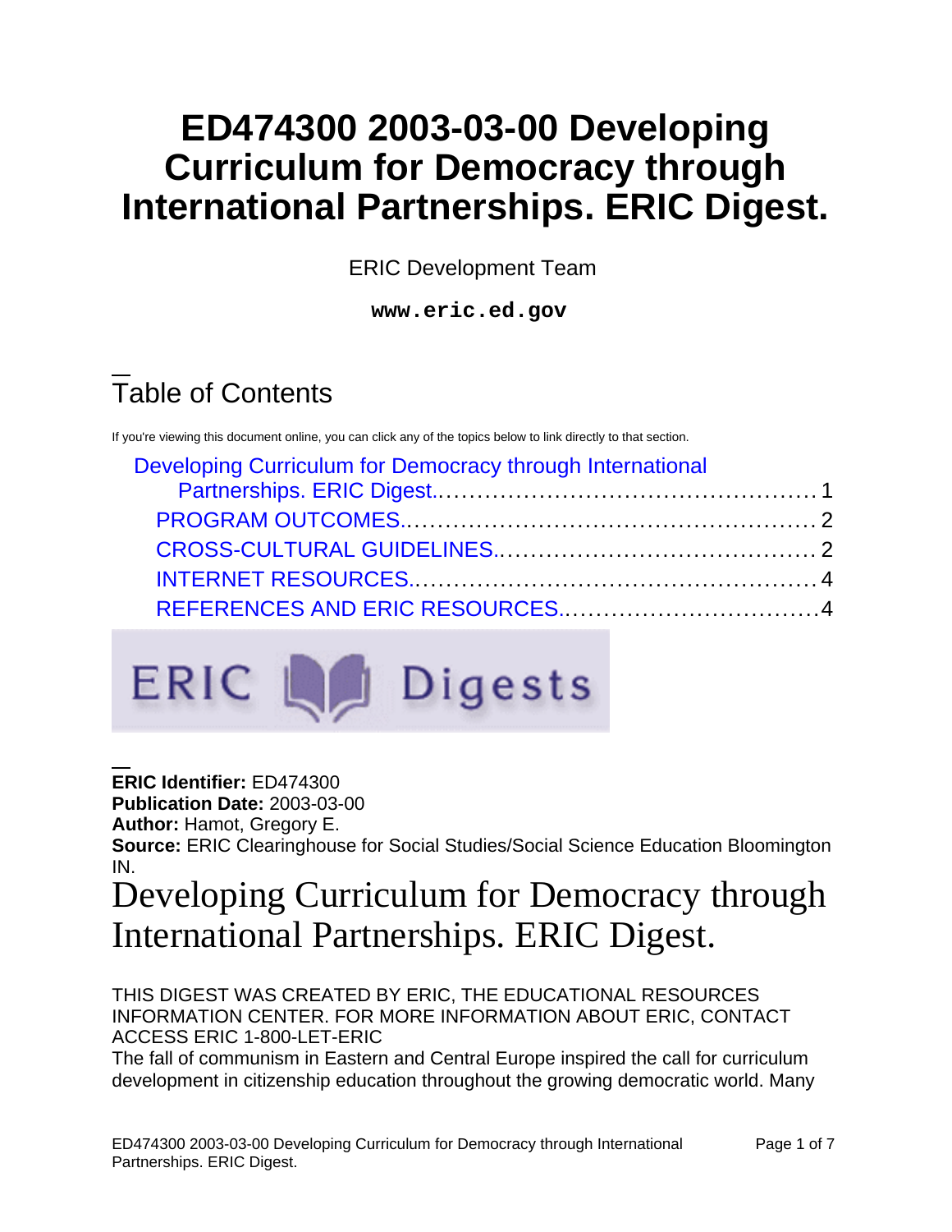# ED474300 2003-03-00 Developing Curriculum for Democracy through International Partnerships. ERIC Digest.

ERIC Development Team

**www.eric.ed.gov**

## Table of Contents

If you're viewing this document online, you can click any of the topics below to link directly to that section.

- Developing Curriculum for Democracy through International Partnerships. ERIC Digest. 1
  - PROGRAM OUTCOMES. 2
  - CROSS-CULTURAL GUIDELINES. 2
  - INTERNET RESOURCES. 4
  - REFERENCES AND ERIC RESOURCES. 4

ERIC Digests

**ERIC Identifier:** ED474300
**Publication Date:** 2003-03-00
**Author:** Hamot, Gregory E.
**Source:** ERIC Clearinghouse for Social Studies/Social Science Education Bloomington IN.

# Developing Curriculum for Democracy through International Partnerships. ERIC Digest.

THIS DIGEST WAS CREATED BY ERIC, THE EDUCATIONAL RESOURCES INFORMATION CENTER. FOR MORE INFORMATION ABOUT ERIC, CONTACT ACCESS ERIC 1-800-LET-ERIC

The fall of communism in Eastern and Central Europe inspired the call for curriculum development in citizenship education throughout the growing democratic world. Many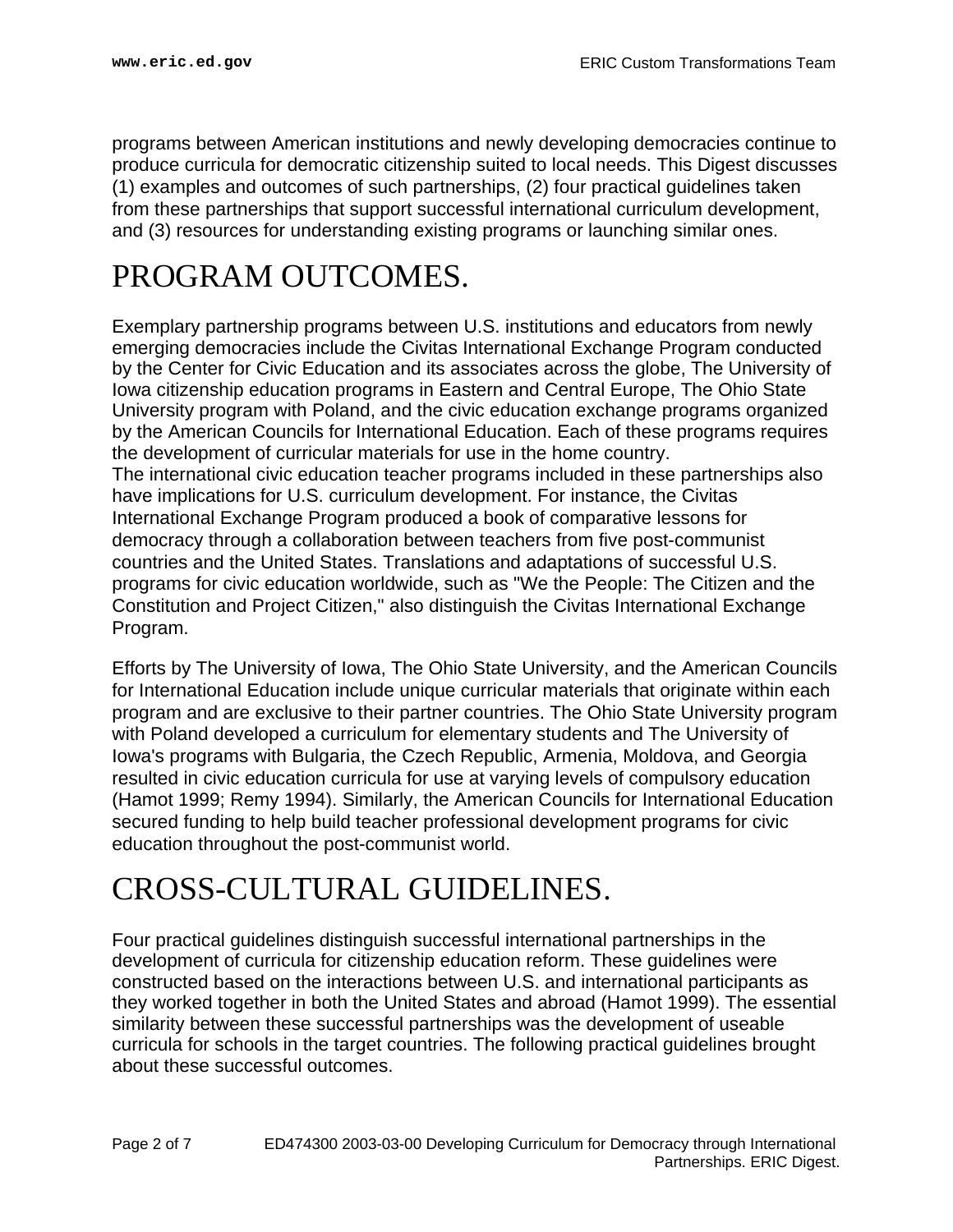programs between American institutions and newly developing democracies continue to produce curricula for democratic citizenship suited to local needs. This Digest discusses (1) examples and outcomes of such partnerships, (2) four practical guidelines taken from these partnerships that support successful international curriculum development, and (3) resources for understanding existing programs or launching similar ones.

# PROGRAM OUTCOMES.

Exemplary partnership programs between U.S. institutions and educators from newly emerging democracies include the Civitas International Exchange Program conducted by the Center for Civic Education and its associates across the globe, The University of Iowa citizenship education programs in Eastern and Central Europe, The Ohio State University program with Poland, and the civic education exchange programs organized by the American Councils for International Education. Each of these programs requires the development of curricular materials for use in the home country.
The international civic education teacher programs included in these partnerships also have implications for U.S. curriculum development. For instance, the Civitas International Exchange Program produced a book of comparative lessons for democracy through a collaboration between teachers from five post-communist countries and the United States. Translations and adaptations of successful U.S. programs for civic education worldwide, such as "We the People: The Citizen and the Constitution and Project Citizen," also distinguish the Civitas International Exchange Program.

Efforts by The University of Iowa, The Ohio State University, and the American Councils for International Education include unique curricular materials that originate within each program and are exclusive to their partner countries. The Ohio State University program with Poland developed a curriculum for elementary students and The University of Iowa's programs with Bulgaria, the Czech Republic, Armenia, Moldova, and Georgia resulted in civic education curricula for use at varying levels of compulsory education (Hamot 1999; Remy 1994). Similarly, the American Councils for International Education secured funding to help build teacher professional development programs for civic education throughout the post-communist world.

# CROSS-CULTURAL GUIDELINES.

Four practical guidelines distinguish successful international partnerships in the development of curricula for citizenship education reform. These guidelines were constructed based on the interactions between U.S. and international participants as they worked together in both the United States and abroad (Hamot 1999). The essential similarity between these successful partnerships was the development of useable curricula for schools in the target countries. The following practical guidelines brought about these successful outcomes.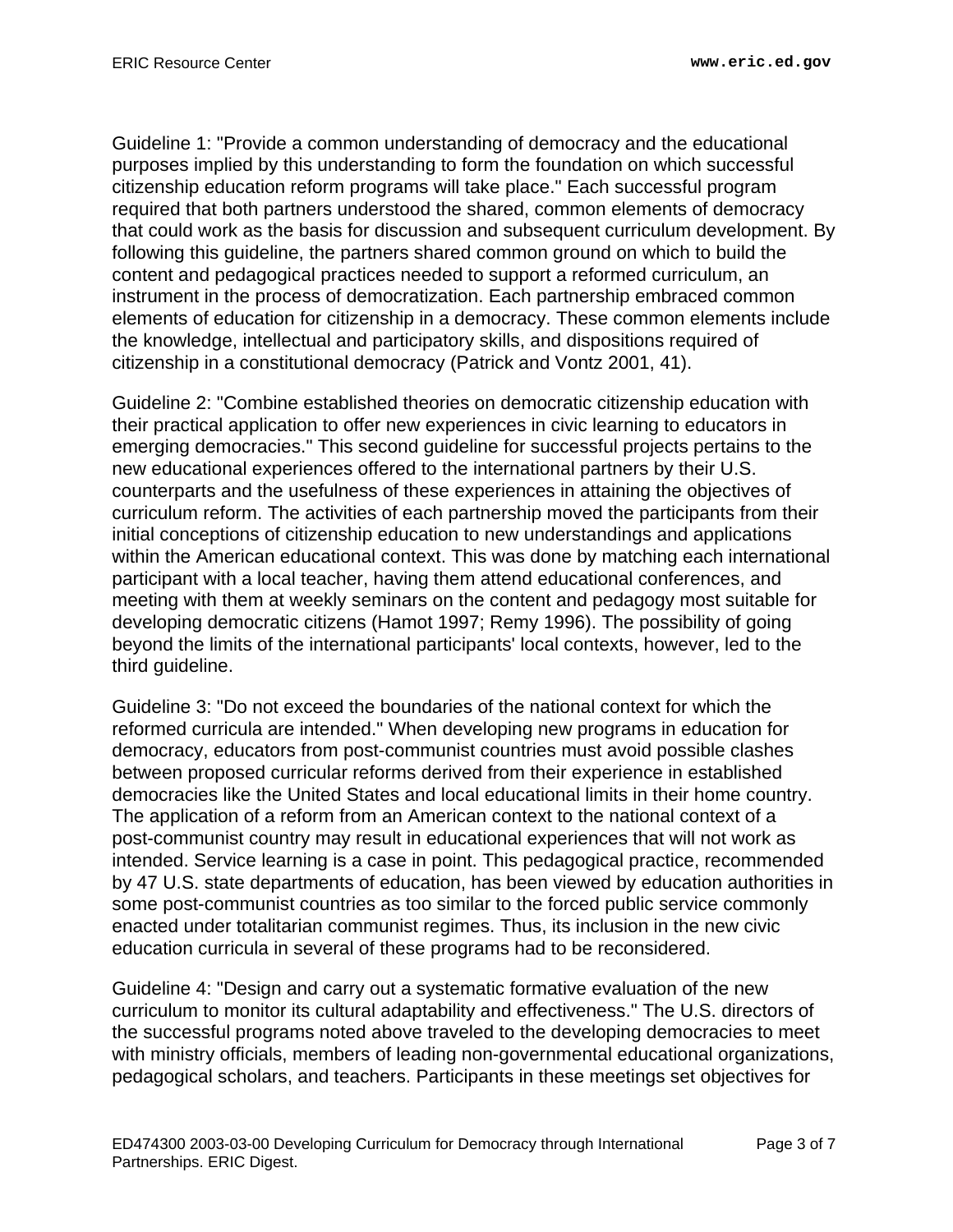Guideline 1: "Provide a common understanding of democracy and the educational purposes implied by this understanding to form the foundation on which successful citizenship education reform programs will take place." Each successful program required that both partners understood the shared, common elements of democracy that could work as the basis for discussion and subsequent curriculum development. By following this guideline, the partners shared common ground on which to build the content and pedagogical practices needed to support a reformed curriculum, an instrument in the process of democratization. Each partnership embraced common elements of education for citizenship in a democracy. These common elements include the knowledge, intellectual and participatory skills, and dispositions required of citizenship in a constitutional democracy (Patrick and Vontz 2001, 41).

Guideline 2: "Combine established theories on democratic citizenship education with their practical application to offer new experiences in civic learning to educators in emerging democracies." This second guideline for successful projects pertains to the new educational experiences offered to the international partners by their U.S. counterparts and the usefulness of these experiences in attaining the objectives of curriculum reform. The activities of each partnership moved the participants from their initial conceptions of citizenship education to new understandings and applications within the American educational context. This was done by matching each international participant with a local teacher, having them attend educational conferences, and meeting with them at weekly seminars on the content and pedagogy most suitable for developing democratic citizens (Hamot 1997; Remy 1996). The possibility of going beyond the limits of the international participants' local contexts, however, led to the third guideline.

Guideline 3: "Do not exceed the boundaries of the national context for which the reformed curricula are intended." When developing new programs in education for democracy, educators from post-communist countries must avoid possible clashes between proposed curricular reforms derived from their experience in established democracies like the United States and local educational limits in their home country. The application of a reform from an American context to the national context of a post-communist country may result in educational experiences that will not work as intended. Service learning is a case in point. This pedagogical practice, recommended by 47 U.S. state departments of education, has been viewed by education authorities in some post-communist countries as too similar to the forced public service commonly enacted under totalitarian communist regimes. Thus, its inclusion in the new civic education curricula in several of these programs had to be reconsidered.

Guideline 4: "Design and carry out a systematic formative evaluation of the new curriculum to monitor its cultural adaptability and effectiveness." The U.S. directors of the successful programs noted above traveled to the developing democracies to meet with ministry officials, members of leading non-governmental educational organizations, pedagogical scholars, and teachers. Participants in these meetings set objectives for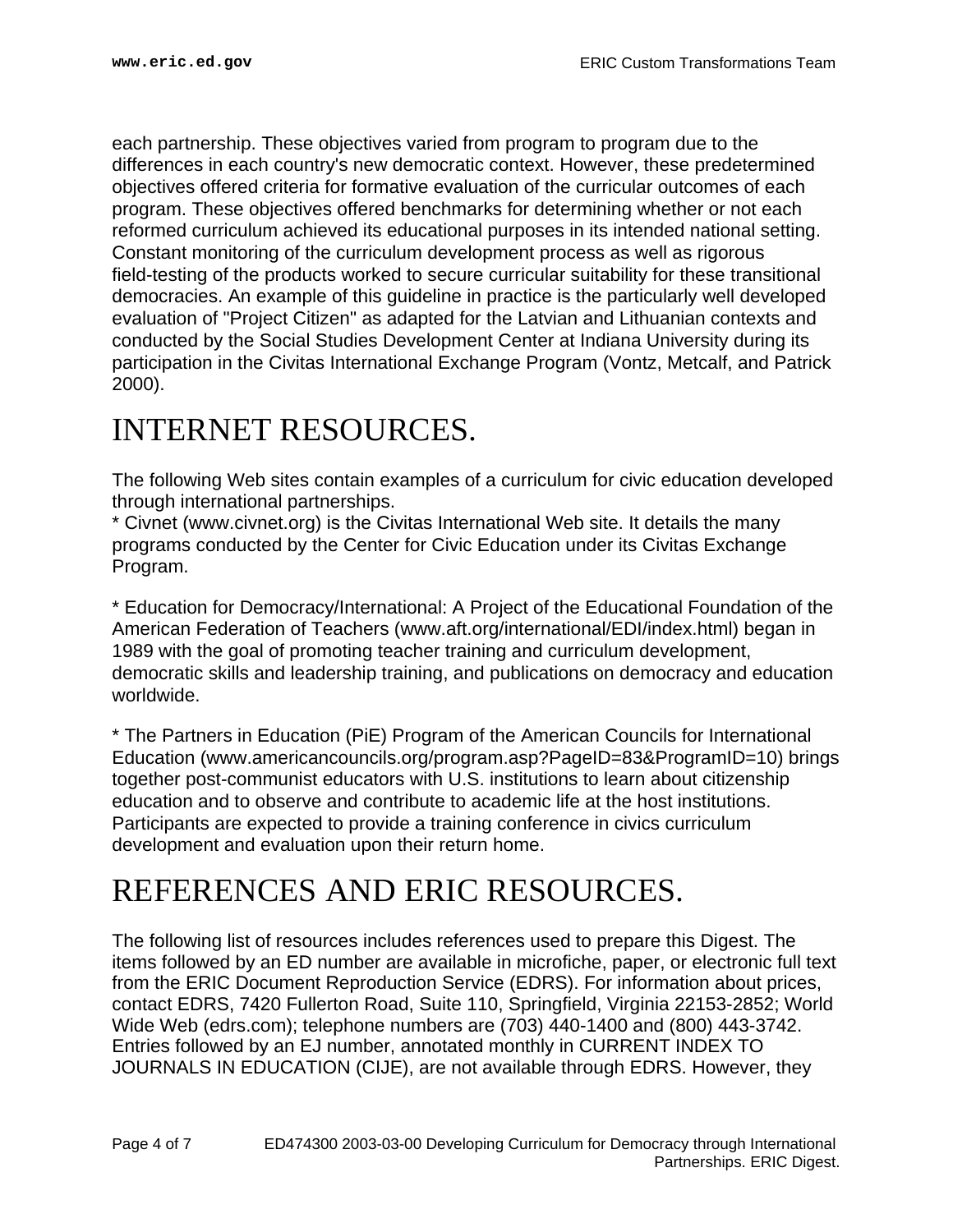each partnership. These objectives varied from program to program due to the differences in each country's new democratic context. However, these predetermined objectives offered criteria for formative evaluation of the curricular outcomes of each program. These objectives offered benchmarks for determining whether or not each reformed curriculum achieved its educational purposes in its intended national setting. Constant monitoring of the curriculum development process as well as rigorous field-testing of the products worked to secure curricular suitability for these transitional democracies. An example of this guideline in practice is the particularly well developed evaluation of "Project Citizen" as adapted for the Latvian and Lithuanian contexts and conducted by the Social Studies Development Center at Indiana University during its participation in the Civitas International Exchange Program (Vontz, Metcalf, and Patrick 2000).

# INTERNET RESOURCES.

The following Web sites contain examples of a curriculum for civic education developed through international partnerships.

* Civnet (www.civnet.org) is the Civitas International Web site. It details the many programs conducted by the Center for Civic Education under its Civitas Exchange Program.

* Education for Democracy/International: A Project of the Educational Foundation of the American Federation of Teachers (www.aft.org/international/EDI/index.html) began in 1989 with the goal of promoting teacher training and curriculum development, democratic skills and leadership training, and publications on democracy and education worldwide.

* The Partners in Education (PiE) Program of the American Councils for International Education (www.americancouncils.org/program.asp?PageID=83&ProgramID=10) brings together post-communist educators with U.S. institutions to learn about citizenship education and to observe and contribute to academic life at the host institutions. Participants are expected to provide a training conference in civics curriculum development and evaluation upon their return home.

# REFERENCES AND ERIC RESOURCES.

The following list of resources includes references used to prepare this Digest. The items followed by an ED number are available in microfiche, paper, or electronic full text from the ERIC Document Reproduction Service (EDRS). For information about prices, contact EDRS, 7420 Fullerton Road, Suite 110, Springfield, Virginia 22153-2852; World Wide Web (edrs.com); telephone numbers are (703) 440-1400 and (800) 443-3742. Entries followed by an EJ number, annotated monthly in CURRENT INDEX TO JOURNALS IN EDUCATION (CIJE), are not available through EDRS. However, they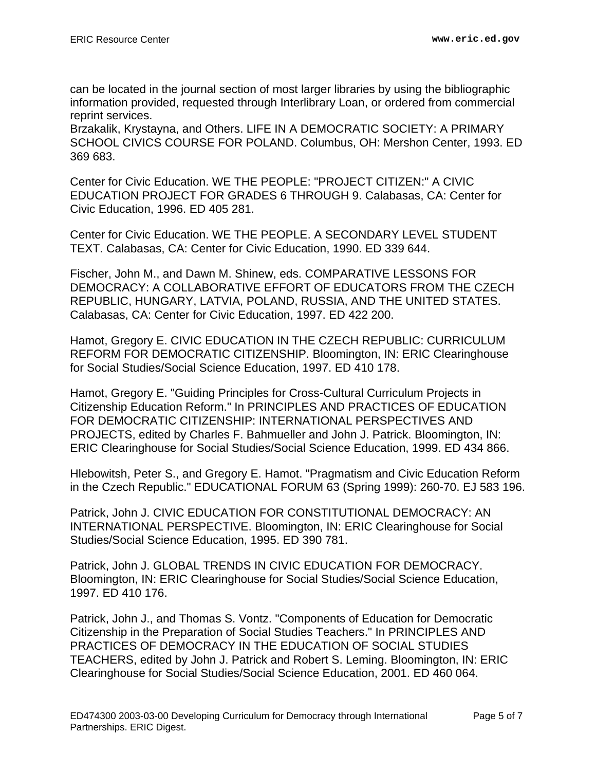can be located in the journal section of most larger libraries by using the bibliographic information provided, requested through Interlibrary Loan, or ordered from commercial reprint services.

Brzakalik, Krystayna, and Others. LIFE IN A DEMOCRATIC SOCIETY: A PRIMARY SCHOOL CIVICS COURSE FOR POLAND. Columbus, OH: Mershon Center, 1993. ED 369 683.

Center for Civic Education. WE THE PEOPLE: "PROJECT CITIZEN:" A CIVIC EDUCATION PROJECT FOR GRADES 6 THROUGH 9. Calabasas, CA: Center for Civic Education, 1996. ED 405 281.

Center for Civic Education. WE THE PEOPLE. A SECONDARY LEVEL STUDENT TEXT. Calabasas, CA: Center for Civic Education, 1990. ED 339 644.

Fischer, John M., and Dawn M. Shinew, eds. COMPARATIVE LESSONS FOR DEMOCRACY: A COLLABORATIVE EFFORT OF EDUCATORS FROM THE CZECH REPUBLIC, HUNGARY, LATVIA, POLAND, RUSSIA, AND THE UNITED STATES. Calabasas, CA: Center for Civic Education, 1997. ED 422 200.

Hamot, Gregory E. CIVIC EDUCATION IN THE CZECH REPUBLIC: CURRICULUM REFORM FOR DEMOCRATIC CITIZENSHIP. Bloomington, IN: ERIC Clearinghouse for Social Studies/Social Science Education, 1997. ED 410 178.

Hamot, Gregory E. "Guiding Principles for Cross-Cultural Curriculum Projects in Citizenship Education Reform." In PRINCIPLES AND PRACTICES OF EDUCATION FOR DEMOCRATIC CITIZENSHIP: INTERNATIONAL PERSPECTIVES AND PROJECTS, edited by Charles F. Bahmueller and John J. Patrick. Bloomington, IN: ERIC Clearinghouse for Social Studies/Social Science Education, 1999. ED 434 866.

Hlebowitsh, Peter S., and Gregory E. Hamot. "Pragmatism and Civic Education Reform in the Czech Republic." EDUCATIONAL FORUM 63 (Spring 1999): 260-70. EJ 583 196.

Patrick, John J. CIVIC EDUCATION FOR CONSTITUTIONAL DEMOCRACY: AN INTERNATIONAL PERSPECTIVE. Bloomington, IN: ERIC Clearinghouse for Social Studies/Social Science Education, 1995. ED 390 781.

Patrick, John J. GLOBAL TRENDS IN CIVIC EDUCATION FOR DEMOCRACY. Bloomington, IN: ERIC Clearinghouse for Social Studies/Social Science Education, 1997. ED 410 176.

Patrick, John J., and Thomas S. Vontz. "Components of Education for Democratic Citizenship in the Preparation of Social Studies Teachers." In PRINCIPLES AND PRACTICES OF DEMOCRACY IN THE EDUCATION OF SOCIAL STUDIES TEACHERS, edited by John J. Patrick and Robert S. Leming. Bloomington, IN: ERIC Clearinghouse for Social Studies/Social Science Education, 2001. ED 460 064.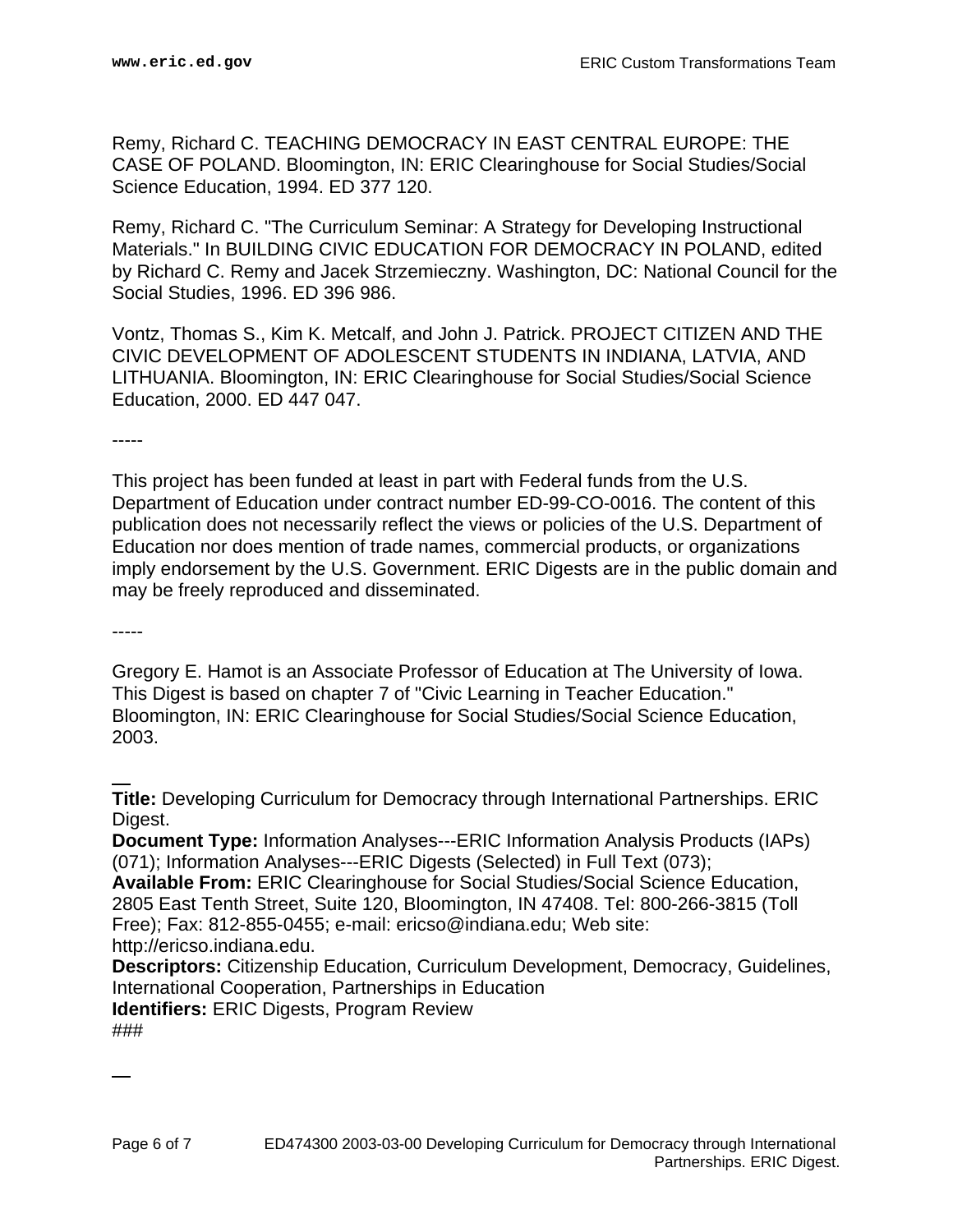Remy, Richard C. TEACHING DEMOCRACY IN EAST CENTRAL EUROPE: THE CASE OF POLAND. Bloomington, IN: ERIC Clearinghouse for Social Studies/Social Science Education, 1994. ED 377 120.

Remy, Richard C. "The Curriculum Seminar: A Strategy for Developing Instructional Materials." In BUILDING CIVIC EDUCATION FOR DEMOCRACY IN POLAND, edited by Richard C. Remy and Jacek Strzemieczny. Washington, DC: National Council for the Social Studies, 1996. ED 396 986.

Vontz, Thomas S., Kim K. Metcalf, and John J. Patrick. PROJECT CITIZEN AND THE CIVIC DEVELOPMENT OF ADOLESCENT STUDENTS IN INDIANA, LATVIA, AND LITHUANIA. Bloomington, IN: ERIC Clearinghouse for Social Studies/Social Science Education, 2000. ED 447 047.

-----

This project has been funded at least in part with Federal funds from the U.S. Department of Education under contract number ED-99-CO-0016. The content of this publication does not necessarily reflect the views or policies of the U.S. Department of Education nor does mention of trade names, commercial products, or organizations imply endorsement by the U.S. Government. ERIC Digests are in the public domain and may be freely reproduced and disseminated.

-----

Gregory E. Hamot is an Associate Professor of Education at The University of Iowa. This Digest is based on chapter 7 of "Civic Learning in Teacher Education." Bloomington, IN: ERIC Clearinghouse for Social Studies/Social Science Education, 2003.

---

**Title:** Developing Curriculum for Democracy through International Partnerships. ERIC Digest.
**Document Type:** Information Analyses---ERIC Information Analysis Products (IAPs) (071); Information Analyses---ERIC Digests (Selected) in Full Text (073);
**Available From:** ERIC Clearinghouse for Social Studies/Social Science Education, 2805 East Tenth Street, Suite 120, Bloomington, IN 47408. Tel: 800-266-3815 (Toll Free); Fax: 812-855-0455; e-mail: ericso@indiana.edu; Web site: http://ericso.indiana.edu.
**Descriptors:** Citizenship Education, Curriculum Development, Democracy, Guidelines, International Cooperation, Partnerships in Education
**Identifiers:** ERIC Digests, Program Review
###

---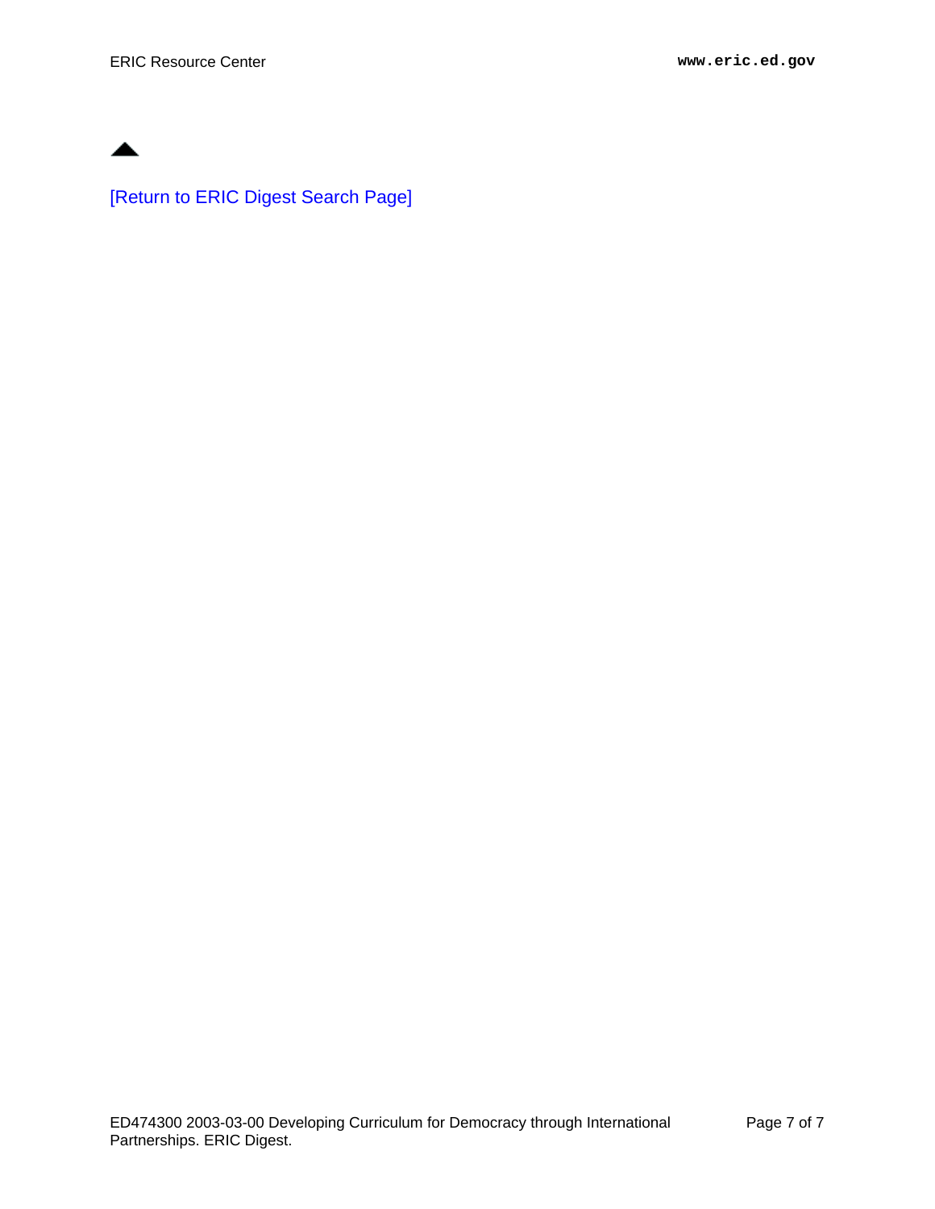[Return to ERIC Digest Search Page]